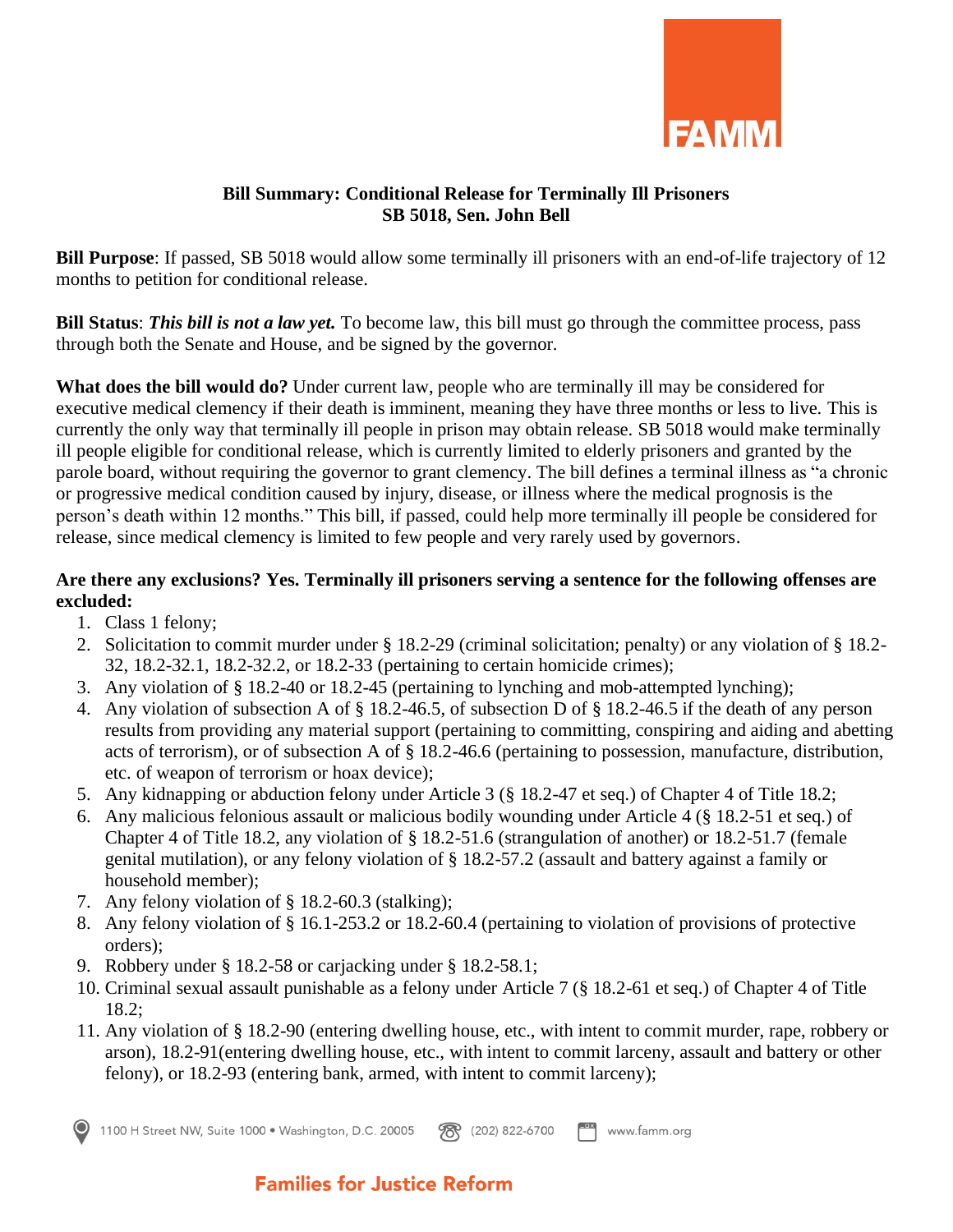**Bill Summary: Conditional Release for Terminally Ill Prisoners**
**SB 5018, Sen. John Bell**

**Bill Purpose**: If passed, SB 5018 would allow some terminally ill prisoners with an end-of-life trajectory of 12 months to petition for conditional release.

**Bill Status**: ***This bill is not a law yet.*** To become law, this bill must go through the committee process, pass through both the Senate and House, and be signed by the governor.

**What does the bill would do?** Under current law, people who are terminally ill may be considered for executive medical clemency if their death is imminent, meaning they have three months or less to live. This is currently the only way that terminally ill people in prison may obtain release. SB 5018 would make terminally ill people eligible for conditional release, which is currently limited to elderly prisoners and granted by the parole board, without requiring the governor to grant clemency. The bill defines a terminal illness as "a chronic or progressive medical condition caused by injury, disease, or illness where the medical prognosis is the person's death within 12 months." This bill, if passed, could help more terminally ill people be considered for release, since medical clemency is limited to few people and very rarely used by governors.

**Are there any exclusions? Yes. Terminally ill prisoners serving a sentence for the following offenses are excluded:**

1. Class 1 felony;
2. Solicitation to commit murder under § 18.2-29 (criminal solicitation; penalty) or any violation of § 18.2-32, 18.2-32.1, 18.2-32.2, or 18.2-33 (pertaining to certain homicide crimes);
3. Any violation of § 18.2-40 or 18.2-45 (pertaining to lynching and mob-attempted lynching);
4. Any violation of subsection A of § 18.2-46.5, of subsection D of § 18.2-46.5 if the death of any person results from providing any material support (pertaining to committing, conspiring and aiding and abetting acts of terrorism), or of subsection A of § 18.2-46.6 (pertaining to possession, manufacture, distribution, etc. of weapon of terrorism or hoax device);
5. Any kidnapping or abduction felony under Article 3 (§ 18.2-47 et seq.) of Chapter 4 of Title 18.2;
6. Any malicious felonious assault or malicious bodily wounding under Article 4 (§ 18.2-51 et seq.) of Chapter 4 of Title 18.2, any violation of § 18.2-51.6 (strangulation of another) or 18.2-51.7 (female genital mutilation), or any felony violation of § 18.2-57.2 (assault and battery against a family or household member);
7. Any felony violation of § 18.2-60.3 (stalking);
8. Any felony violation of § 16.1-253.2 or 18.2-60.4 (pertaining to violation of provisions of protective orders);
9. Robbery under § 18.2-58 or carjacking under § 18.2-58.1;
10. Criminal sexual assault punishable as a felony under Article 7 (§ 18.2-61 et seq.) of Chapter 4 of Title 18.2;
11. Any violation of § 18.2-90 (entering dwelling house, etc., with intent to commit murder, rape, robbery or arson), 18.2-91(entering dwelling house, etc., with intent to commit larceny, assault and battery or other felony), or 18.2-93 (entering bank, armed, with intent to commit larceny);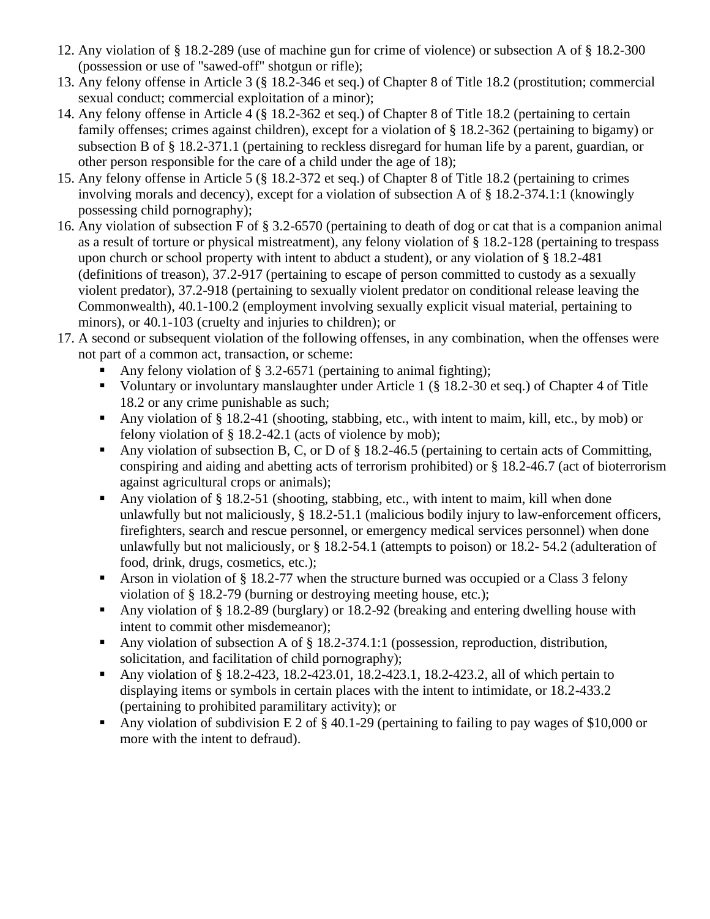12. Any violation of § 18.2-289 (use of machine gun for crime of violence) or subsection A of § 18.2-300 (possession or use of "sawed-off" shotgun or rifle);
13. Any felony offense in Article 3 (§ 18.2-346 et seq.) of Chapter 8 of Title 18.2 (prostitution; commercial sexual conduct; commercial exploitation of a minor);
14. Any felony offense in Article 4 (§ 18.2-362 et seq.) of Chapter 8 of Title 18.2 (pertaining to certain family offenses; crimes against children), except for a violation of § 18.2-362 (pertaining to bigamy) or subsection B of § 18.2-371.1 (pertaining to reckless disregard for human life by a parent, guardian, or other person responsible for the care of a child under the age of 18);
15. Any felony offense in Article 5 (§ 18.2-372 et seq.) of Chapter 8 of Title 18.2 (pertaining to crimes involving morals and decency), except for a violation of subsection A of § 18.2-374.1:1 (knowingly possessing child pornography);
16. Any violation of subsection F of § 3.2-6570 (pertaining to death of dog or cat that is a companion animal as a result of torture or physical mistreatment), any felony violation of § 18.2-128 (pertaining to trespass upon church or school property with intent to abduct a student), or any violation of § 18.2-481 (definitions of treason), 37.2-917 (pertaining to escape of person committed to custody as a sexually violent predator), 37.2-918 (pertaining to sexually violent predator on conditional release leaving the Commonwealth), 40.1-100.2 (employment involving sexually explicit visual material, pertaining to minors), or 40.1-103 (cruelty and injuries to children); or
17. A second or subsequent violation of the following offenses, in any combination, when the offenses were not part of a common act, transaction, or scheme:
    - Any felony violation of § 3.2-6571 (pertaining to animal fighting);
    - Voluntary or involuntary manslaughter under Article 1 (§ 18.2-30 et seq.) of Chapter 4 of Title 18.2 or any crime punishable as such;
    - Any violation of § 18.2-41 (shooting, stabbing, etc., with intent to maim, kill, etc., by mob) or felony violation of § 18.2-42.1 (acts of violence by mob);
    - Any violation of subsection B, C, or D of § 18.2-46.5 (pertaining to certain acts of Committing, conspiring and aiding and abetting acts of terrorism prohibited) or § 18.2-46.7 (act of bioterrorism against agricultural crops or animals);
    - Any violation of § 18.2-51 (shooting, stabbing, etc., with intent to maim, kill when done unlawfully but not maliciously, § 18.2-51.1 (malicious bodily injury to law-enforcement officers, firefighters, search and rescue personnel, or emergency medical services personnel) when done unlawfully but not maliciously, or § 18.2-54.1 (attempts to poison) or 18.2- 54.2 (adulteration of food, drink, drugs, cosmetics, etc.);
    - Arson in violation of § 18.2-77 when the structure burned was occupied or a Class 3 felony violation of § 18.2-79 (burning or destroying meeting house, etc.);
    - Any violation of § 18.2-89 (burglary) or 18.2-92 (breaking and entering dwelling house with intent to commit other misdemeanor);
    - Any violation of subsection A of § 18.2-374.1:1 (possession, reproduction, distribution, solicitation, and facilitation of child pornography);
    - Any violation of § 18.2-423, 18.2-423.01, 18.2-423.1, 18.2-423.2, all of which pertain to displaying items or symbols in certain places with the intent to intimidate, or 18.2-433.2 (pertaining to prohibited paramilitary activity); or
    - Any violation of subdivision E 2 of § 40.1-29 (pertaining to failing to pay wages of $10,000 or more with the intent to defraud).